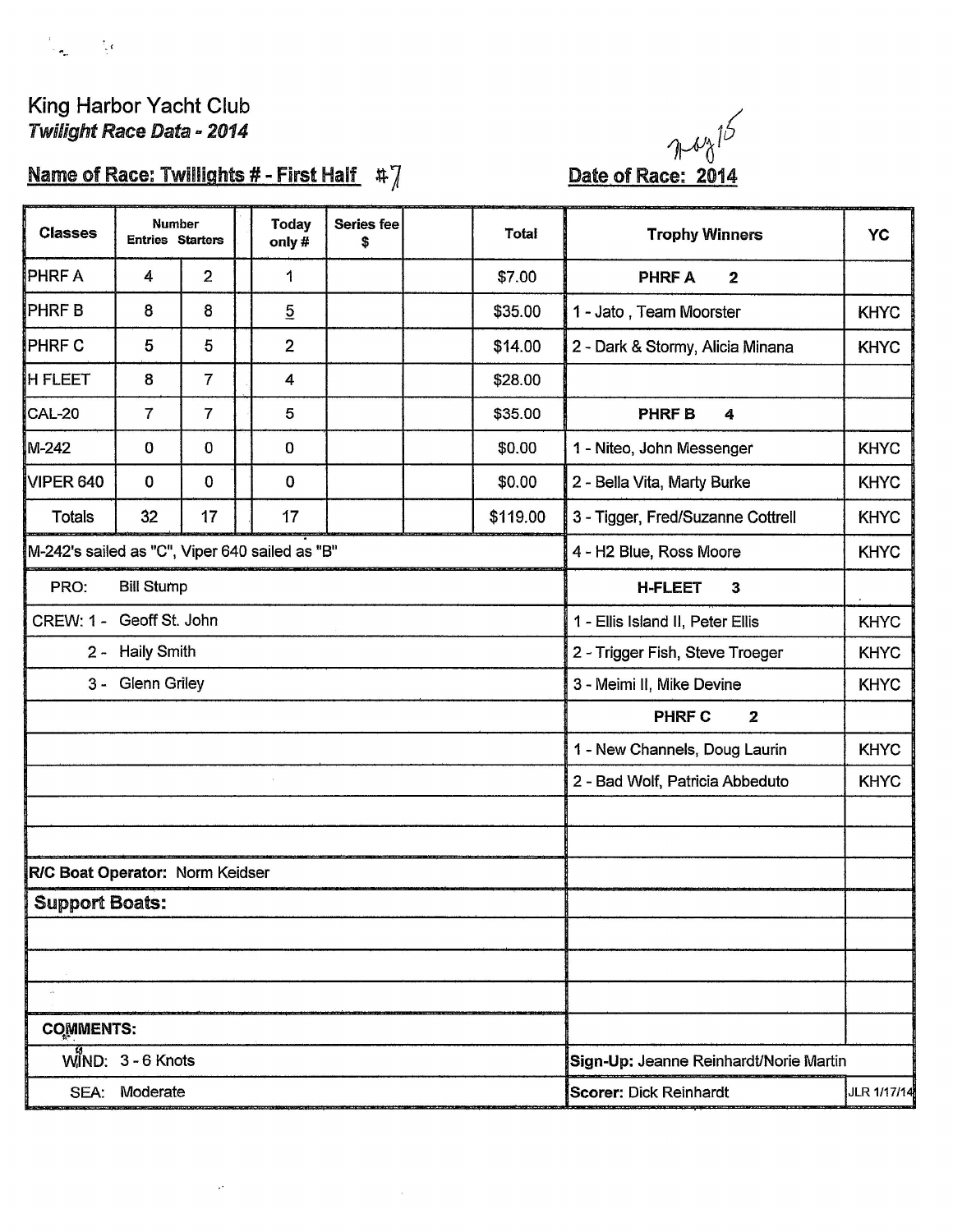King Harbor Yacht Club

*Twilight Race Data - 2014*

**Name of Race: Twillights # - First Half** #7

**Date of Race: 2014** May 15

| Classes | Number Entries | Starters | Today only # | Series fee $ | | Total |
|---|---|---|---|---|---|---|
| PHRF A | 4 | 2 | 1 | | | $7.00 |
| PHRF B | 8 | 8 | 5 | | | $35.00 |
| PHRF C | 5 | 5 | 2 | | | $14.00 |
| H FLEET | 8 | 7 | 4 | | | $28.00 |
| CAL-20 | 7 | 7 | 5 | | | $35.00 |
| M-242 | 0 | 0 | 0 | | | $0.00 |
| VIPER 640 | 0 | 0 | 0 | | | $0.00 |
| Totals | 32 | 17 | 17 | | | $119.00 |

M-242's sailed as "C", Viper 640 sailed as "B"

PRO: Bill Stump

CREW: 1 - Geoff St. John

2 - Haily Smith

3 - Glenn Griley

**R/C Boat Operator:** Norm Keidser

**Support Boats:**

**COMMENTS:**

WIND: 3 - 6 Knots

SEA: Moderate

| Trophy Winners | YC |
|---|---|
| **PHRF A 2** | |
| 1 - Jato , Team Moorster | KHYC |
| 2 - Dark & Stormy, Alicia Minana | KHYC |
| **PHRF B 4** | |
| 1 - Niteo, John Messenger | KHYC |
| 2 - Bella Vita, Marty Burke | KHYC |
| 3 - Tigger, Fred/Suzanne Cottrell | KHYC |
| 4 - H2 Blue, Ross Moore | KHYC |
| **H-FLEET 3** | |
| 1 - Ellis Island II, Peter Ellis | KHYC |
| 2 - Trigger Fish, Steve Troeger | KHYC |
| 3 - Meimi II, Mike Devine | KHYC |
| **PHRF C 2** | |
| 1 - New Channels, Doug Laurin | KHYC |
| 2 - Bad Wolf, Patricia Abbeduto | KHYC |

**Sign-Up:** Jeanne Reinhardt/Norie Martin

**Scorer:** Dick Reinhardt

JLR 1/17/14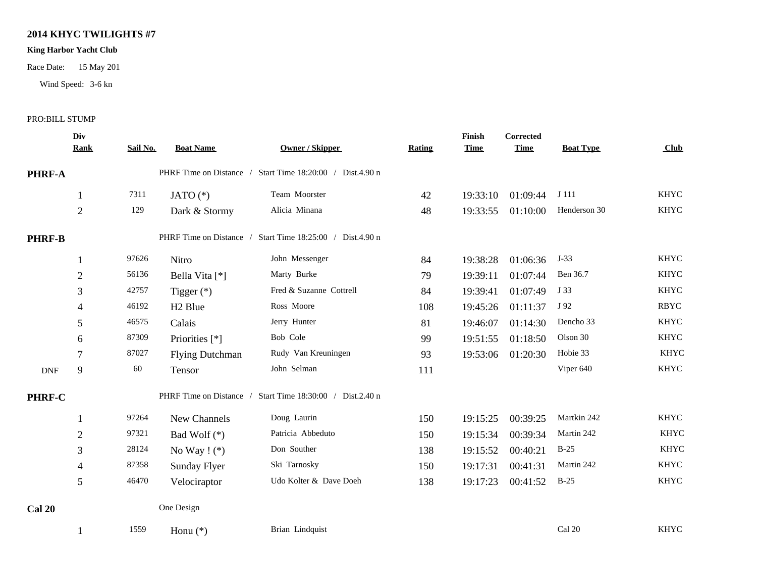**2014 KHYC TWILIGHTS #7**

**King Harbor Yacht Club**

Race Date: 15 May 201

Wind Speed: 3-6 kn

PRO:BILL STUMP

| | Div Rank | Sail No. | Boat Name | Owner / Skipper | Rating | Finish Time | Corrected Time | Boat Type | Club |
|---|---|---|---|---|---|---|---|---|---|
| **PHRF-A** | | | PHRF Time on Distance / Start Time 18:20:00 / Dist.4.90 n | | | | | | |
| | 1 | 7311 | JATO (*) | Team Moorster | 42 | 19:33:10 | 01:09:44 | J 111 | KHYC |
| | 2 | 129 | Dark & Stormy | Alicia Minana | 48 | 19:33:55 | 01:10:00 | Henderson 30 | KHYC |
| **PHRF-B** | | | PHRF Time on Distance / Start Time 18:25:00 / Dist.4.90 n | | | | | | |
| | 1 | 97626 | Nitro | John Messenger | 84 | 19:38:28 | 01:06:36 | J-33 | KHYC |
| | 2 | 56136 | Bella Vita [*] | Marty Burke | 79 | 19:39:11 | 01:07:44 | Ben 36.7 | KHYC |
| | 3 | 42757 | Tigger (*) | Fred & Suzanne Cottrell | 84 | 19:39:41 | 01:07:49 | J 33 | KHYC |
| | 4 | 46192 | H2 Blue | Ross Moore | 108 | 19:45:26 | 01:11:37 | J 92 | RBYC |
| | 5 | 46575 | Calais | Jerry Hunter | 81 | 19:46:07 | 01:14:30 | Dencho 33 | KHYC |
| | 6 | 87309 | Priorities [*] | Bob Cole | 99 | 19:51:55 | 01:18:50 | Olson 30 | KHYC |
| | 7 | 87027 | Flying Dutchman | Rudy Van Kreuningen | 93 | 19:53:06 | 01:20:30 | Hobie 33 | KHYC |
| DNF | 9 | 60 | Tensor | John Selman | 111 | | | Viper 640 | KHYC |
| **PHRF-C** | | | PHRF Time on Distance / Start Time 18:30:00 / Dist.2.40 n | | | | | | |
| | 1 | 97264 | New Channels | Doug Laurin | 150 | 19:15:25 | 00:39:25 | Martkin 242 | KHYC |
| | 2 | 97321 | Bad Wolf (*) | Patricia Abbeduto | 150 | 19:15:34 | 00:39:34 | Martin 242 | KHYC |
| | 3 | 28124 | No Way ! (*) | Don Souther | 138 | 19:15:52 | 00:40:21 | B-25 | KHYC |
| | 4 | 87358 | Sunday Flyer | Ski Tarnosky | 150 | 19:17:31 | 00:41:31 | Martin 242 | KHYC |
| | 5 | 46470 | Velociraptor | Udo Kolter & Dave Doeh | 138 | 19:17:23 | 00:41:52 | B-25 | KHYC |
| **Cal 20** | | | One Design | | | | | | |
| | 1 | 1559 | Honu (*) | Brian Lindquist | | | | Cal 20 | KHYC |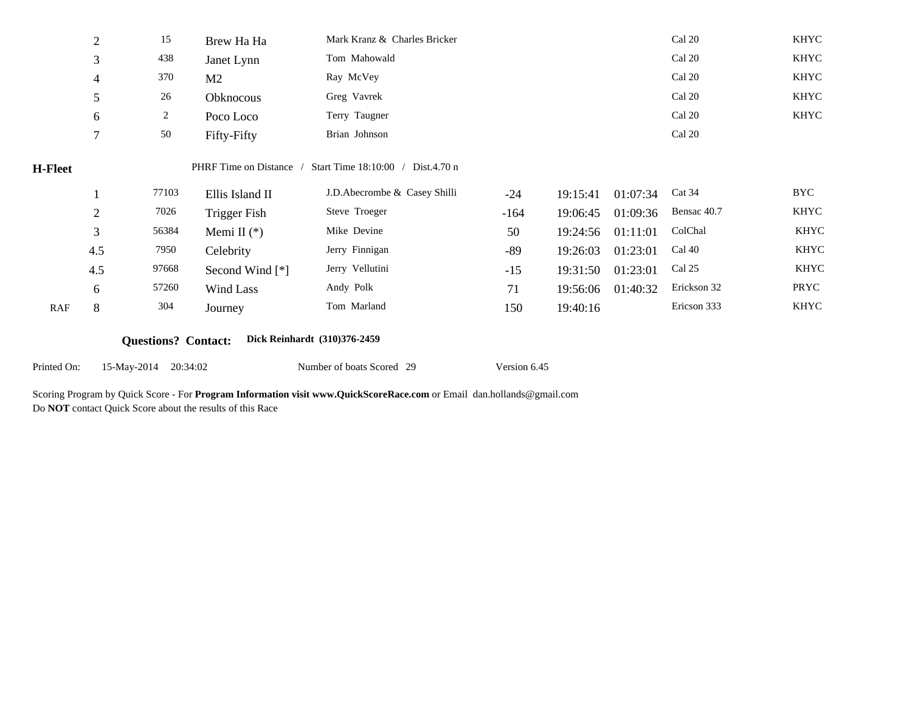| | | | | | | | | | |
|---|---|---|---|---|---|---|---|---|---|
| | 2 | 15 | Brew Ha Ha | Mark Kranz & Charles Bricker | | | | Cal 20 | KHYC |
| | 3 | 438 | Janet Lynn | Tom Mahowald | | | | Cal 20 | KHYC |
| | 4 | 370 | M2 | Ray McVey | | | | Cal 20 | KHYC |
| | 5 | 26 | Obknocous | Greg Vavrek | | | | Cal 20 | KHYC |
| | 6 | 2 | Poco Loco | Terry Taugner | | | | Cal 20 | KHYC |
| | 7 | 50 | Fifty-Fifty | Brian Johnson | | | | Cal 20 | |

**H-Fleet** PHRF Time on Distance / Start Time 18:10:00 / Dist.4.70 n

| | | | | | | | | | |
|---|---|---|---|---|---|---|---|---|---|
| | 1 | 77103 | Ellis Island II | J.D.Abecrombe & Casey Shilli | -24 | 19:15:41 | 01:07:34 | Cat 34 | BYC |
| | 2 | 7026 | Trigger Fish | Steve Troeger | -164 | 19:06:45 | 01:09:36 | Bensac 40.7 | KHYC |
| | 3 | 56384 | Memi II (*) | Mike Devine | 50 | 19:24:56 | 01:11:01 | ColChal | KHYC |
| | 4.5 | 7950 | Celebrity | Jerry Finnigan | -89 | 19:26:03 | 01:23:01 | Cal 40 | KHYC |
| | 4.5 | 97668 | Second Wind [*] | Jerry Vellutini | -15 | 19:31:50 | 01:23:01 | Cal 25 | KHYC |
| | 6 | 57260 | Wind Lass | Andy Polk | 71 | 19:56:06 | 01:40:32 | Erickson 32 | PRYC |
| RAF | 8 | 304 | Journey | Tom Marland | 150 | 19:40:16 | | Ericson 333 | KHYC |

**Questions? Contact:** **Dick Reinhardt (310)376-2459**

Printed On: 15-May-2014 20:34:02 Number of boats Scored 29 Version 6.45

Scoring Program by Quick Score - For **Program Information visit www.QuickScoreRace.com** or Email dan.hollands@gmail.com
Do **NOT** contact Quick Score about the results of this Race